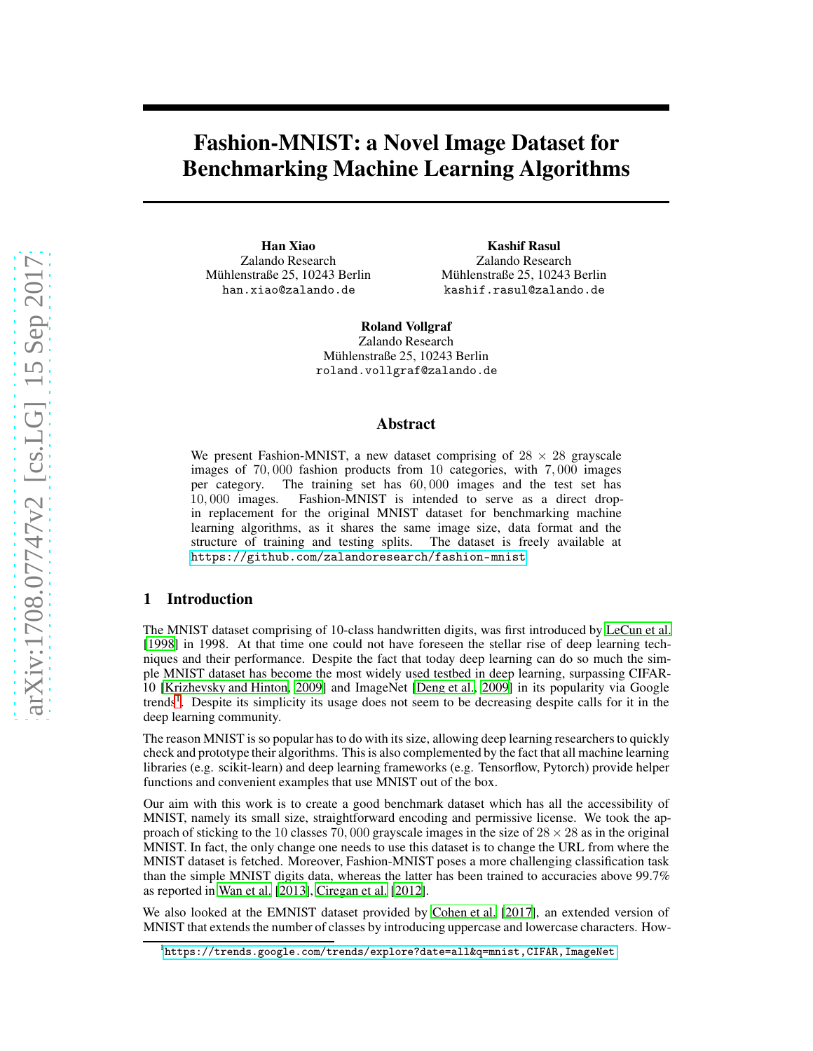# Fashion-MNIST: a Novel Image Dataset for Benchmarking Machine Learning Algorithms

**Han Xiao**
Zalando Research
Mühlenstraße 25, 10243 Berlin
han.xiao@zalando.de

**Kashif Rasul**
Zalando Research
Mühlenstraße 25, 10243 Berlin
kashif.rasul@zalando.de

**Roland Vollgraf**
Zalando Research
Mühlenstraße 25, 10243 Berlin
roland.vollgraf@zalando.de

## Abstract

We present Fashion-MNIST, a new dataset comprising of $28 \times 28$ grayscale images of $70,000$ fashion products from 10 categories, with $7,000$ images per category. The training set has $60,000$ images and the test set has $10,000$ images. Fashion-MNIST is intended to serve as a direct drop-in replacement for the original MNIST dataset for benchmarking machine learning algorithms, as it shares the same image size, data format and the structure of training and testing splits. The dataset is freely available at https://github.com/zalandoresearch/fashion-mnist

## 1 Introduction

The MNIST dataset comprising of 10-class handwritten digits, was first introduced by LeCun et al. [1998] in 1998. At that time one could not have foreseen the stellar rise of deep learning techniques and their performance. Despite the fact that today deep learning can do so much the simple MNIST dataset has become the most widely used testbed in deep learning, surpassing CIFAR-10 [Krizhevsky and Hinton, 2009] and ImageNet [Deng et al., 2009] in its popularity via Google trends[1]. Despite its simplicity its usage does not seem to be decreasing despite calls for it in the deep learning community.

The reason MNIST is so popular has to do with its size, allowing deep learning researchers to quickly check and prototype their algorithms. This is also complemented by the fact that all machine learning libraries (e.g. scikit-learn) and deep learning frameworks (e.g. Tensorflow, Pytorch) provide helper functions and convenient examples that use MNIST out of the box.

Our aim with this work is to create a good benchmark dataset which has all the accessibility of MNIST, namely its small size, straightforward encoding and permissive license. We took the approach of sticking to the 10 classes $70,000$ grayscale images in the size of $28 \times 28$ as in the original MNIST. In fact, the only change one needs to use this dataset is to change the URL from where the MNIST dataset is fetched. Moreover, Fashion-MNIST poses a more challenging classification task than the simple MNIST digits data, whereas the latter has been trained to accuracies above 99.7% as reported in Wan et al. [2013], Ciregan et al. [2012].

We also looked at the EMNIST dataset provided by Cohen et al. [2017], an extended version of MNIST that extends the number of classes by introducing uppercase and lowercase characters. How-

[1] https://trends.google.com/trends/explore?date=all&q=mnist,CIFAR,ImageNet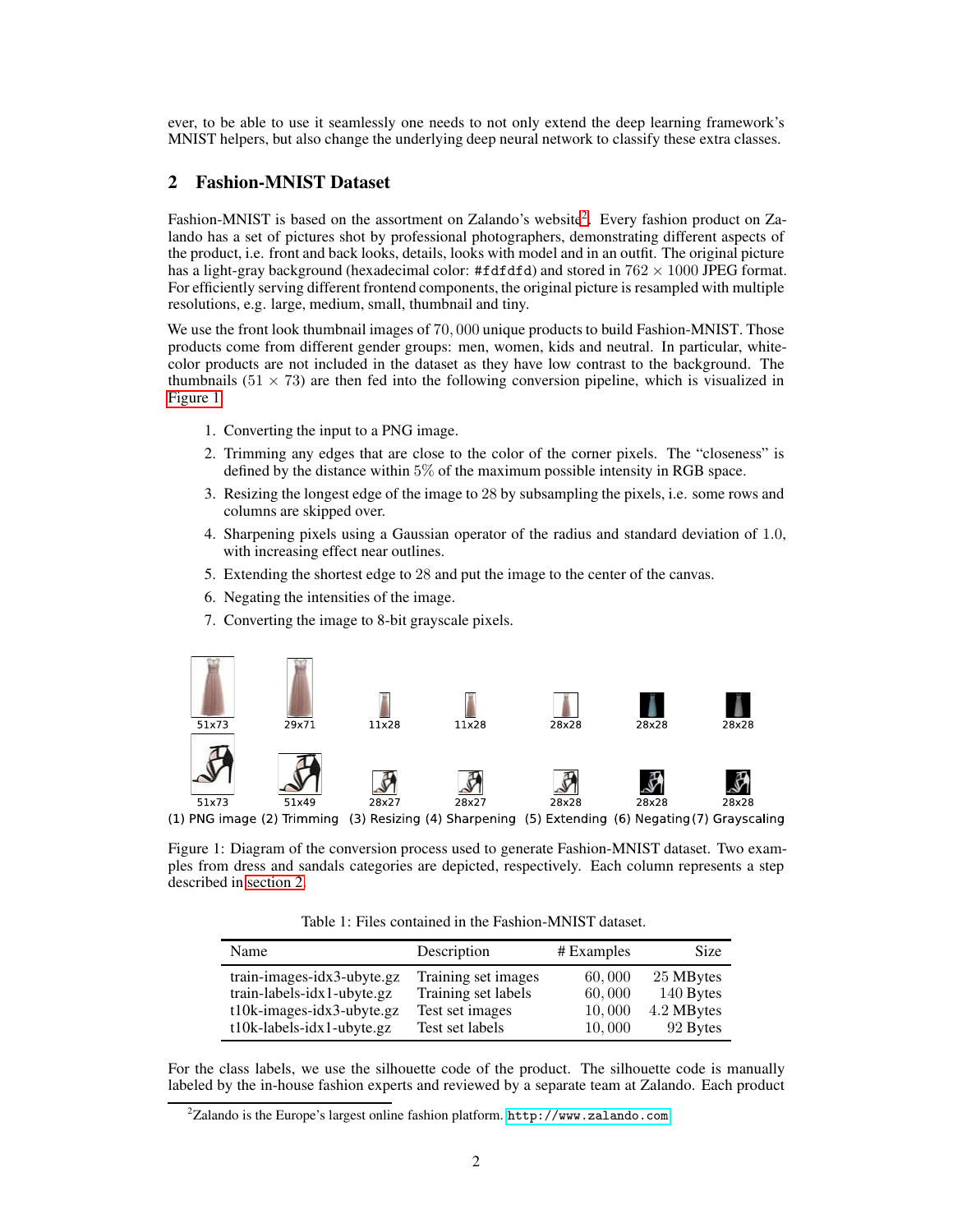ever, to be able to use it seamlessly one needs to not only extend the deep learning framework's MNIST helpers, but also change the underlying deep neural network to classify these extra classes.

## 2 Fashion-MNIST Dataset

Fashion-MNIST is based on the assortment on Zalando's website[2]. Every fashion product on Zalando has a set of pictures shot by professional photographers, demonstrating different aspects of the product, i.e. front and back looks, details, looks with model and in an outfit. The original picture has a light-gray background (hexadecimal color: `#fdfdfd`) and stored in $762 \times 1000$ JPEG format. For efficiently serving different frontend components, the original picture is resampled with multiple resolutions, e.g. large, medium, small, thumbnail and tiny.

We use the front look thumbnail images of $70,000$ unique products to build Fashion-MNIST. Those products come from different gender groups: men, women, kids and neutral. In particular, white-color products are not included in the dataset as they have low contrast to the background. The thumbnails ($51 \times 73$) are then fed into the following conversion pipeline, which is visualized in Figure 1.

1. Converting the input to a PNG image.
2. Trimming any edges that are close to the color of the corner pixels. The "closeness" is defined by the distance within $5\%$ of the maximum possible intensity in RGB space.
3. Resizing the longest edge of the image to 28 by subsampling the pixels, i.e. some rows and columns are skipped over.
4. Sharpening pixels using a Gaussian operator of the radius and standard deviation of $1.0$, with increasing effect near outlines.
5. Extending the shortest edge to 28 and put the image to the center of the canvas.
6. Negating the intensities of the image.
7. Converting the image to 8-bit grayscale pixels.

51x73 29x71 11x28 11x28 28x28 28x28 28x28

51x73 51x49 28x27 28x27 28x28 28x28 28x28

(1) PNG image (2) Trimming (3) Resizing (4) Sharpening (5) Extending (6) Negating (7) Grayscaling

Figure 1: Diagram of the conversion process used to generate Fashion-MNIST dataset. Two examples from dress and sandals categories are depicted, respectively. Each column represents a step described in section 2.

Table 1: Files contained in the Fashion-MNIST dataset.

| Name | Description | # Examples | Size |
|---|---|---|---|
| train-images-idx3-ubyte.gz | Training set images | $60,000$ | 25 MBytes |
| train-labels-idx1-ubyte.gz | Training set labels | $60,000$ | 140 Bytes |
| t10k-images-idx3-ubyte.gz | Test set images | $10,000$ | 4.2 MBytes |
| t10k-labels-idx1-ubyte.gz | Test set labels | $10,000$ | 92 Bytes |

For the class labels, we use the silhouette code of the product. The silhouette code is manually labeled by the in-house fashion experts and reviewed by a separate team at Zalando. Each product

[2] Zalando is the Europe's largest online fashion platform. http://www.zalando.com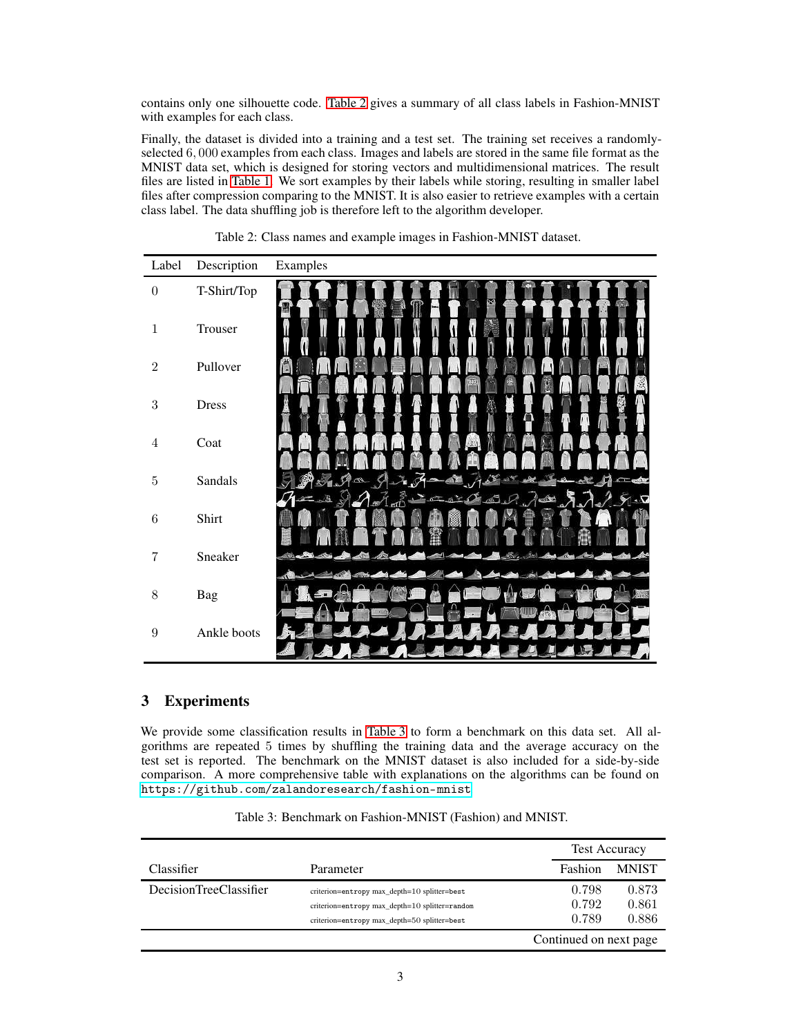contains only one silhouette code. Table 2 gives a summary of all class labels in Fashion-MNIST with examples for each class.

Finally, the dataset is divided into a training and a test set. The training set receives a randomly-selected $6,000$ examples from each class. Images and labels are stored in the same file format as the MNIST data set, which is designed for storing vectors and multidimensional matrices. The result files are listed in Table 1. We sort examples by their labels while storing, resulting in smaller label files after compression comparing to the MNIST. It is also easier to retrieve examples with a certain class label. The data shuffling job is therefore left to the algorithm developer.

Table 2: Class names and example images in Fashion-MNIST dataset.

| Label | Description | Examples |
|---|---|---|
| 0 | T-Shirt/Top | |
| 1 | Trouser | |
| 2 | Pullover | |
| 3 | Dress | |
| 4 | Coat | |
| 5 | Sandals | |
| 6 | Shirt | |
| 7 | Sneaker | |
| 8 | Bag | |
| 9 | Ankle boots | |

## 3 Experiments

We provide some classification results in Table 3 to form a benchmark on this data set. All algorithms are repeated 5 times by shuffling the training data and the average accuracy on the test set is reported. The benchmark on the MNIST dataset is also included for a side-by-side comparison. A more comprehensive table with explanations on the algorithms can be found on https://github.com/zalandoresearch/fashion-mnist

Table 3: Benchmark on Fashion-MNIST (Fashion) and MNIST.

| | | Test Accuracy | |
|---|---|---|---|
| Classifier | Parameter | Fashion | MNIST |
| DecisionTreeClassifier | criterion=entropy max_depth=10 splitter=best | 0.798 | 0.873 |
| | criterion=entropy max_depth=10 splitter=random | 0.792 | 0.861 |
| | criterion=entropy max_depth=50 splitter=best | 0.789 | 0.886 |

Continued on next page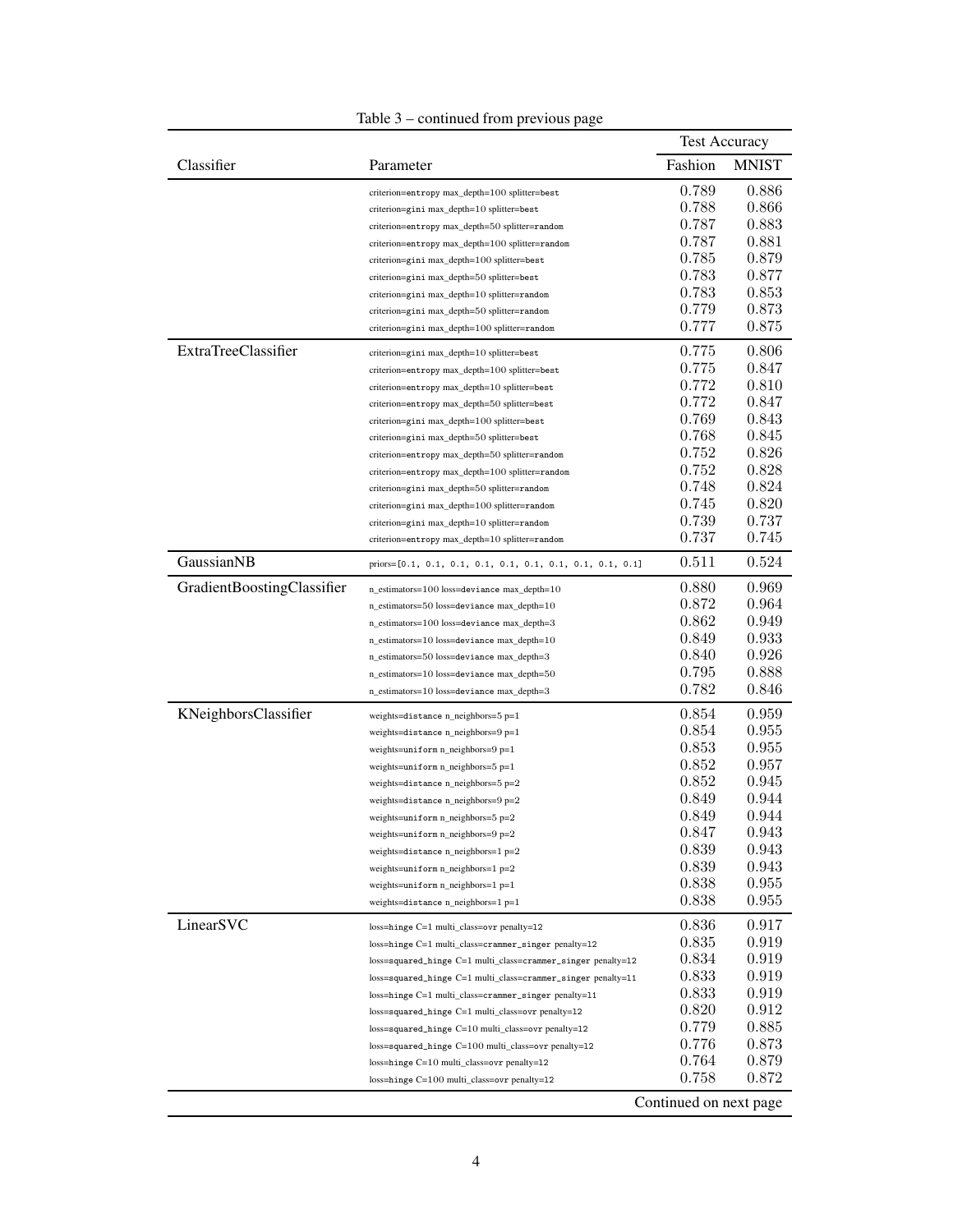Table 3 – continued from previous page

| Classifier | Parameter | Test Accuracy | |
|---|---|---|---|
| | | Fashion | MNIST |
| | criterion=entropy max_depth=100 splitter=best | 0.789 | 0.886 |
| | criterion=gini max_depth=10 splitter=best | 0.788 | 0.866 |
| | criterion=entropy max_depth=50 splitter=random | 0.787 | 0.883 |
| | criterion=entropy max_depth=100 splitter=random | 0.787 | 0.881 |
| | criterion=gini max_depth=100 splitter=best | 0.785 | 0.879 |
| | criterion=gini max_depth=50 splitter=best | 0.783 | 0.877 |
| | criterion=gini max_depth=10 splitter=random | 0.783 | 0.853 |
| | criterion=gini max_depth=50 splitter=random | 0.779 | 0.873 |
| | criterion=gini max_depth=100 splitter=random | 0.777 | 0.875 |
| ExtraTreeClassifier | criterion=gini max_depth=10 splitter=best | 0.775 | 0.806 |
| | criterion=entropy max_depth=100 splitter=best | 0.775 | 0.847 |
| | criterion=entropy max_depth=10 splitter=best | 0.772 | 0.810 |
| | criterion=entropy max_depth=50 splitter=best | 0.772 | 0.847 |
| | criterion=gini max_depth=100 splitter=best | 0.769 | 0.843 |
| | criterion=gini max_depth=50 splitter=best | 0.768 | 0.845 |
| | criterion=entropy max_depth=50 splitter=random | 0.752 | 0.826 |
| | criterion=entropy max_depth=100 splitter=random | 0.752 | 0.828 |
| | criterion=gini max_depth=50 splitter=random | 0.748 | 0.824 |
| | criterion=gini max_depth=100 splitter=random | 0.745 | 0.820 |
| | criterion=gini max_depth=10 splitter=random | 0.739 | 0.737 |
| | criterion=entropy max_depth=10 splitter=random | 0.737 | 0.745 |
| GaussianNB | priors=[0.1, 0.1, 0.1, 0.1, 0.1, 0.1, 0.1, 0.1, 0.1, 0.1] | 0.511 | 0.524 |
| GradientBoostingClassifier | n_estimators=100 loss=deviance max_depth=10 | 0.880 | 0.969 |
| | n_estimators=50 loss=deviance max_depth=10 | 0.872 | 0.964 |
| | n_estimators=100 loss=deviance max_depth=3 | 0.862 | 0.949 |
| | n_estimators=10 loss=deviance max_depth=10 | 0.849 | 0.933 |
| | n_estimators=50 loss=deviance max_depth=3 | 0.840 | 0.926 |
| | n_estimators=10 loss=deviance max_depth=50 | 0.795 | 0.888 |
| | n_estimators=10 loss=deviance max_depth=3 | 0.782 | 0.846 |
| KNeighborsClassifier | weights=distance n_neighbors=5 p=1 | 0.854 | 0.959 |
| | weights=distance n_neighbors=9 p=1 | 0.854 | 0.955 |
| | weights=uniform n_neighbors=9 p=1 | 0.853 | 0.955 |
| | weights=uniform n_neighbors=5 p=1 | 0.852 | 0.957 |
| | weights=distance n_neighbors=5 p=2 | 0.852 | 0.945 |
| | weights=distance n_neighbors=9 p=2 | 0.849 | 0.944 |
| | weights=uniform n_neighbors=5 p=2 | 0.849 | 0.944 |
| | weights=uniform n_neighbors=9 p=2 | 0.847 | 0.943 |
| | weights=distance n_neighbors=1 p=2 | 0.839 | 0.943 |
| | weights=uniform n_neighbors=1 p=2 | 0.839 | 0.943 |
| | weights=uniform n_neighbors=1 p=1 | 0.838 | 0.955 |
| | weights=distance n_neighbors=1 p=1 | 0.838 | 0.955 |
| LinearSVC | loss=hinge C=1 multi_class=ovr penalty=l2 | 0.836 | 0.917 |
| | loss=hinge C=1 multi_class=crammer_singer penalty=l2 | 0.835 | 0.919 |
| | loss=squared_hinge C=1 multi_class=crammer_singer penalty=l2 | 0.834 | 0.919 |
| | loss=squared_hinge C=1 multi_class=crammer_singer penalty=l1 | 0.833 | 0.919 |
| | loss=hinge C=1 multi_class=crammer_singer penalty=l1 | 0.833 | 0.919 |
| | loss=squared_hinge C=1 multi_class=ovr penalty=l2 | 0.820 | 0.912 |
| | loss=squared_hinge C=10 multi_class=ovr penalty=l2 | 0.779 | 0.885 |
| | loss=squared_hinge C=100 multi_class=ovr penalty=l2 | 0.776 | 0.873 |
| | loss=hinge C=10 multi_class=ovr penalty=l2 | 0.764 | 0.879 |
| | loss=hinge C=100 multi_class=ovr penalty=l2 | 0.758 | 0.872 |

Continued on next page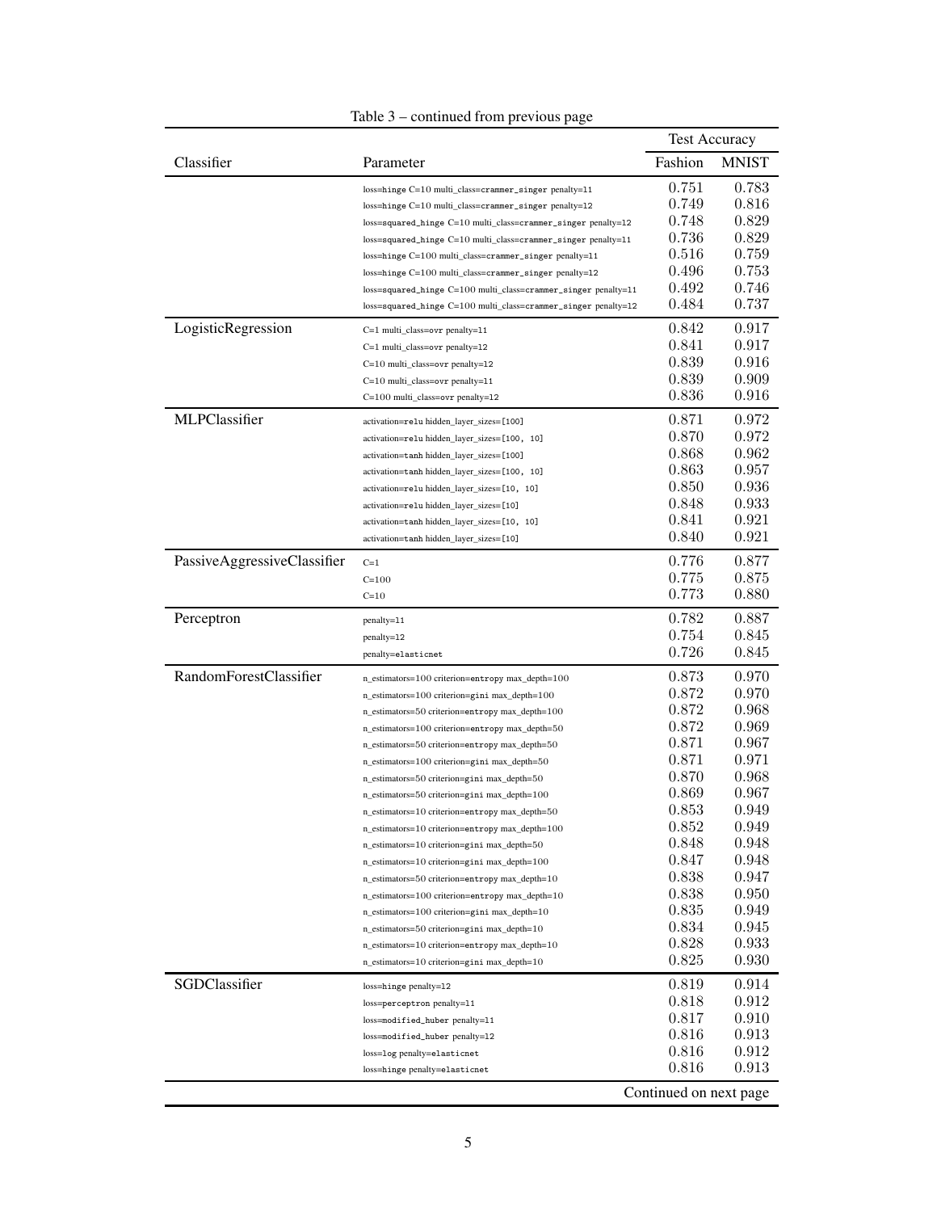Table 3 – continued from previous page

| Classifier | Parameter | Test Accuracy | |
|---|---|---|---|
| | | Fashion | MNIST |
| | loss=hinge C=10 multi_class=crammer_singer penalty=l1 | 0.751 | 0.783 |
| | loss=hinge C=10 multi_class=crammer_singer penalty=l2 | 0.749 | 0.816 |
| | loss=squared_hinge C=10 multi_class=crammer_singer penalty=l2 | 0.748 | 0.829 |
| | loss=squared_hinge C=10 multi_class=crammer_singer penalty=l1 | 0.736 | 0.829 |
| | loss=hinge C=100 multi_class=crammer_singer penalty=l1 | 0.516 | 0.759 |
| | loss=hinge C=100 multi_class=crammer_singer penalty=l2 | 0.496 | 0.753 |
| | loss=squared_hinge C=100 multi_class=crammer_singer penalty=l1 | 0.492 | 0.746 |
| | loss=squared_hinge C=100 multi_class=crammer_singer penalty=l2 | 0.484 | 0.737 |
| LogisticRegression | C=1 multi_class=ovr penalty=l1 | 0.842 | 0.917 |
| | C=1 multi_class=ovr penalty=l2 | 0.841 | 0.917 |
| | C=10 multi_class=ovr penalty=l2 | 0.839 | 0.916 |
| | C=10 multi_class=ovr penalty=l1 | 0.839 | 0.909 |
| | C=100 multi_class=ovr penalty=l2 | 0.836 | 0.916 |
| MLPClassifier | activation=relu hidden_layer_sizes=[100] | 0.871 | 0.972 |
| | activation=relu hidden_layer_sizes=[100, 10] | 0.870 | 0.972 |
| | activation=tanh hidden_layer_sizes=[100] | 0.868 | 0.962 |
| | activation=tanh hidden_layer_sizes=[100, 10] | 0.863 | 0.957 |
| | activation=relu hidden_layer_sizes=[10, 10] | 0.850 | 0.936 |
| | activation=relu hidden_layer_sizes=[10] | 0.848 | 0.933 |
| | activation=tanh hidden_layer_sizes=[10, 10] | 0.841 | 0.921 |
| | activation=tanh hidden_layer_sizes=[10] | 0.840 | 0.921 |
| PassiveAggressiveClassifier | C=1 | 0.776 | 0.877 |
| | C=100 | 0.775 | 0.875 |
| | C=10 | 0.773 | 0.880 |
| Perceptron | penalty=l1 | 0.782 | 0.887 |
| | penalty=l2 | 0.754 | 0.845 |
| | penalty=elasticnet | 0.726 | 0.845 |
| RandomForestClassifier | n_estimators=100 criterion=entropy max_depth=100 | 0.873 | 0.970 |
| | n_estimators=100 criterion=gini max_depth=100 | 0.872 | 0.970 |
| | n_estimators=50 criterion=entropy max_depth=100 | 0.872 | 0.968 |
| | n_estimators=100 criterion=entropy max_depth=50 | 0.872 | 0.969 |
| | n_estimators=50 criterion=entropy max_depth=50 | 0.871 | 0.967 |
| | n_estimators=100 criterion=gini max_depth=50 | 0.871 | 0.971 |
| | n_estimators=50 criterion=gini max_depth=50 | 0.870 | 0.968 |
| | n_estimators=50 criterion=gini max_depth=100 | 0.869 | 0.967 |
| | n_estimators=10 criterion=entropy max_depth=50 | 0.853 | 0.949 |
| | n_estimators=10 criterion=entropy max_depth=100 | 0.852 | 0.949 |
| | n_estimators=10 criterion=gini max_depth=50 | 0.848 | 0.948 |
| | n_estimators=10 criterion=gini max_depth=100 | 0.847 | 0.948 |
| | n_estimators=50 criterion=entropy max_depth=10 | 0.838 | 0.947 |
| | n_estimators=100 criterion=entropy max_depth=10 | 0.838 | 0.950 |
| | n_estimators=100 criterion=gini max_depth=10 | 0.835 | 0.949 |
| | n_estimators=50 criterion=gini max_depth=10 | 0.834 | 0.945 |
| | n_estimators=10 criterion=entropy max_depth=10 | 0.828 | 0.933 |
| | n_estimators=10 criterion=gini max_depth=10 | 0.825 | 0.930 |
| SGDClassifier | loss=hinge penalty=l2 | 0.819 | 0.914 |
| | loss=perceptron penalty=l1 | 0.818 | 0.912 |
| | loss=modified_huber penalty=l1 | 0.817 | 0.910 |
| | loss=modified_huber penalty=l2 | 0.816 | 0.913 |
| | loss=log penalty=elasticnet | 0.816 | 0.912 |
| | loss=hinge penalty=elasticnet | 0.816 | 0.913 |

Continued on next page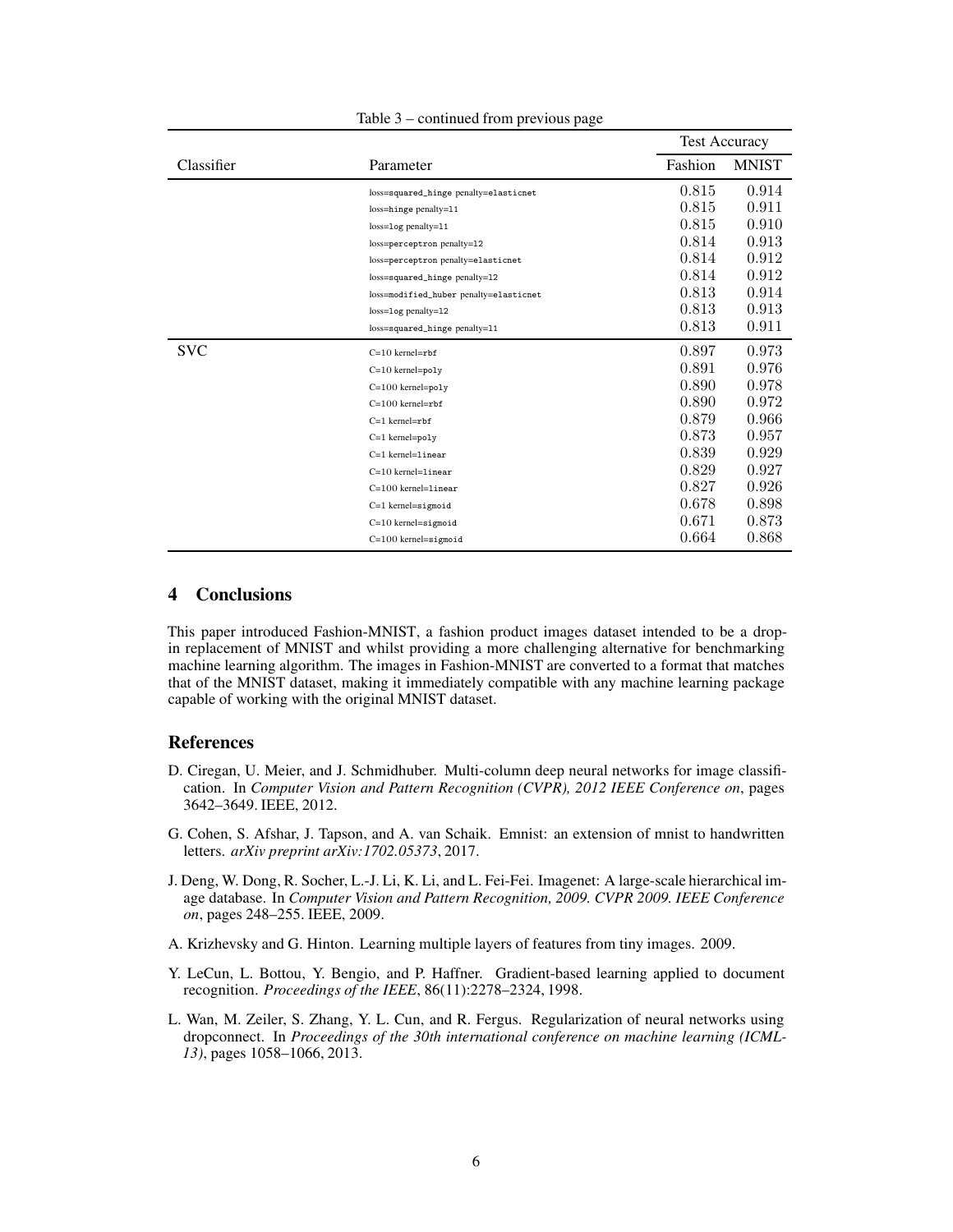Table 3 – continued from previous page

| | | Test Accuracy | |
|---|---|---|---|
| Classifier | Parameter | Fashion | MNIST |
| | loss=squared_hinge penalty=elasticnet | 0.815 | 0.914 |
| | loss=hinge penalty=l1 | 0.815 | 0.911 |
| | loss=log penalty=l1 | 0.815 | 0.910 |
| | loss=perceptron penalty=l2 | 0.814 | 0.913 |
| | loss=perceptron penalty=elasticnet | 0.814 | 0.912 |
| | loss=squared_hinge penalty=l2 | 0.814 | 0.912 |
| | loss=modified_huber penalty=elasticnet | 0.813 | 0.914 |
| | loss=log penalty=l2 | 0.813 | 0.913 |
| | loss=squared_hinge penalty=l1 | 0.813 | 0.911 |
| SVC | C=10 kernel=rbf | 0.897 | 0.973 |
| | C=10 kernel=poly | 0.891 | 0.976 |
| | C=100 kernel=poly | 0.890 | 0.978 |
| | C=100 kernel=rbf | 0.890 | 0.972 |
| | C=1 kernel=rbf | 0.879 | 0.966 |
| | C=1 kernel=poly | 0.873 | 0.957 |
| | C=1 kernel=linear | 0.839 | 0.929 |
| | C=10 kernel=linear | 0.829 | 0.927 |
| | C=100 kernel=linear | 0.827 | 0.926 |
| | C=1 kernel=sigmoid | 0.678 | 0.898 |
| | C=10 kernel=sigmoid | 0.671 | 0.873 |
| | C=100 kernel=sigmoid | 0.664 | 0.868 |

## 4 Conclusions

This paper introduced Fashion-MNIST, a fashion product images dataset intended to be a drop-in replacement of MNIST and whilst providing a more challenging alternative for benchmarking machine learning algorithm. The images in Fashion-MNIST are converted to a format that matches that of the MNIST dataset, making it immediately compatible with any machine learning package capable of working with the original MNIST dataset.

## References

D. Ciregan, U. Meier, and J. Schmidhuber. Multi-column deep neural networks for image classification. In *Computer Vision and Pattern Recognition (CVPR), 2012 IEEE Conference on*, pages 3642–3649. IEEE, 2012.

G. Cohen, S. Afshar, J. Tapson, and A. van Schaik. Emnist: an extension of mnist to handwritten letters. *arXiv preprint arXiv:1702.05373*, 2017.

J. Deng, W. Dong, R. Socher, L.-J. Li, K. Li, and L. Fei-Fei. Imagenet: A large-scale hierarchical image database. In *Computer Vision and Pattern Recognition, 2009. CVPR 2009. IEEE Conference on*, pages 248–255. IEEE, 2009.

A. Krizhevsky and G. Hinton. Learning multiple layers of features from tiny images. 2009.

Y. LeCun, L. Bottou, Y. Bengio, and P. Haffner. Gradient-based learning applied to document recognition. *Proceedings of the IEEE*, 86(11):2278–2324, 1998.

L. Wan, M. Zeiler, S. Zhang, Y. L. Cun, and R. Fergus. Regularization of neural networks using dropconnect. In *Proceedings of the 30th international conference on machine learning (ICML-13)*, pages 1058–1066, 2013.